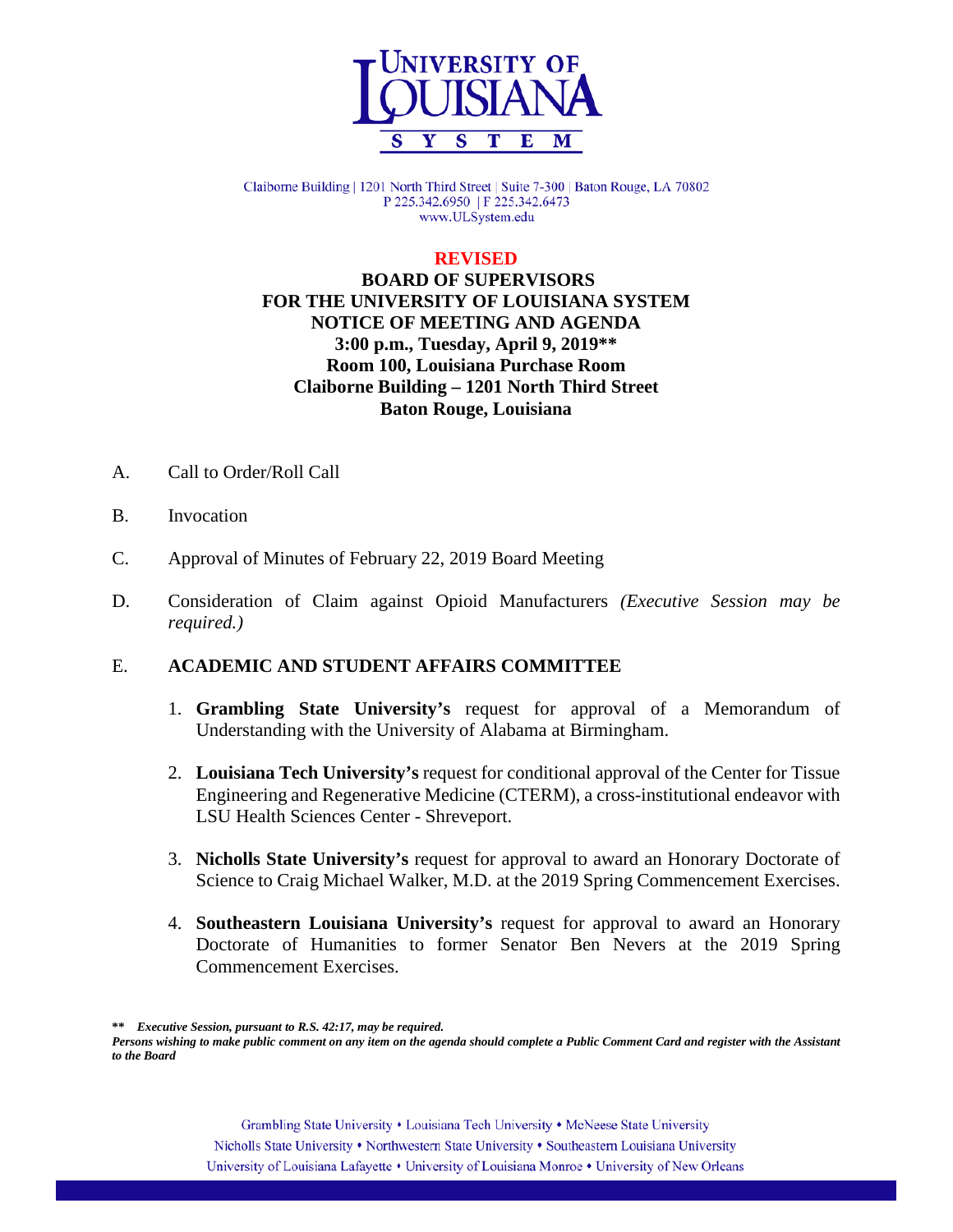UNIVERSITY OF LOUISIANA SYSTEM

Claiborne Building | 1201 North Third Street | Suite 7-300 | Baton Rouge, LA 70802
P 225.342.6950 | F 225.342.6473
www.ULSystem.edu

**REVISED**

**BOARD OF SUPERVISORS**
**FOR THE UNIVERSITY OF LOUISIANA SYSTEM**
**NOTICE OF MEETING AND AGENDA**
**3:00 p.m., Tuesday, April 9, 2019\*\***
**Room 100, Louisiana Purchase Room**
**Claiborne Building – 1201 North Third Street**
**Baton Rouge, Louisiana**

A. Call to Order/Roll Call

B. Invocation

C. Approval of Minutes of February 22, 2019 Board Meeting

D. Consideration of Claim against Opioid Manufacturers *(Executive Session may be required.)*

E. **ACADEMIC AND STUDENT AFFAIRS COMMITTEE**

1. **Grambling State University's** request for approval of a Memorandum of Understanding with the University of Alabama at Birmingham.

2. **Louisiana Tech University's** request for conditional approval of the Center for Tissue Engineering and Regenerative Medicine (CTERM), a cross-institutional endeavor with LSU Health Sciences Center - Shreveport.

3. **Nicholls State University's** request for approval to award an Honorary Doctorate of Science to Craig Michael Walker, M.D. at the 2019 Spring Commencement Exercises.

4. **Southeastern Louisiana University's** request for approval to award an Honorary Doctorate of Humanities to former Senator Ben Nevers at the 2019 Spring Commencement Exercises.

**\*\*** ***Executive Session, pursuant to R.S. 42:17, may be required.***
***Persons wishing to make public comment on any item on the agenda should complete a Public Comment Card and register with the Assistant to the Board***

Grambling State University • Louisiana Tech University • McNeese State University
Nicholls State University • Northwestern State University • Southeastern Louisiana University
University of Louisiana Lafayette • University of Louisiana Monroe • University of New Orleans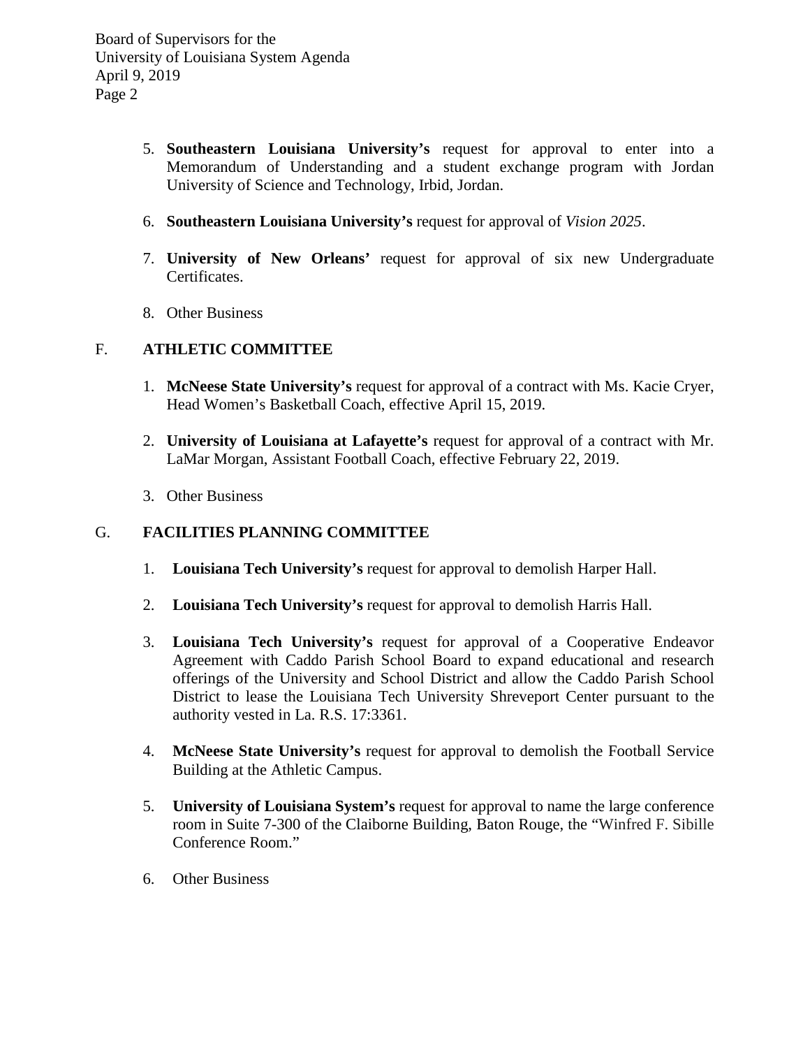5. **Southeastern Louisiana University's** request for approval to enter into a Memorandum of Understanding and a student exchange program with Jordan University of Science and Technology, Irbid, Jordan.

6. **Southeastern Louisiana University's** request for approval of *Vision 2025*.

7. **University of New Orleans'** request for approval of six new Undergraduate Certificates.

8. Other Business

## F. ATHLETIC COMMITTEE

1. **McNeese State University's** request for approval of a contract with Ms. Kacie Cryer, Head Women's Basketball Coach, effective April 15, 2019.

2. **University of Louisiana at Lafayette's** request for approval of a contract with Mr. LaMar Morgan, Assistant Football Coach, effective February 22, 2019.

3. Other Business

## G. FACILITIES PLANNING COMMITTEE

1. **Louisiana Tech University's** request for approval to demolish Harper Hall.

2. **Louisiana Tech University's** request for approval to demolish Harris Hall.

3. **Louisiana Tech University's** request for approval of a Cooperative Endeavor Agreement with Caddo Parish School Board to expand educational and research offerings of the University and School District and allow the Caddo Parish School District to lease the Louisiana Tech University Shreveport Center pursuant to the authority vested in La. R.S. 17:3361.

4. **McNeese State University's** request for approval to demolish the Football Service Building at the Athletic Campus.

5. **University of Louisiana System's** request for approval to name the large conference room in Suite 7-300 of the Claiborne Building, Baton Rouge, the "Winfred F. Sibille Conference Room."

6. Other Business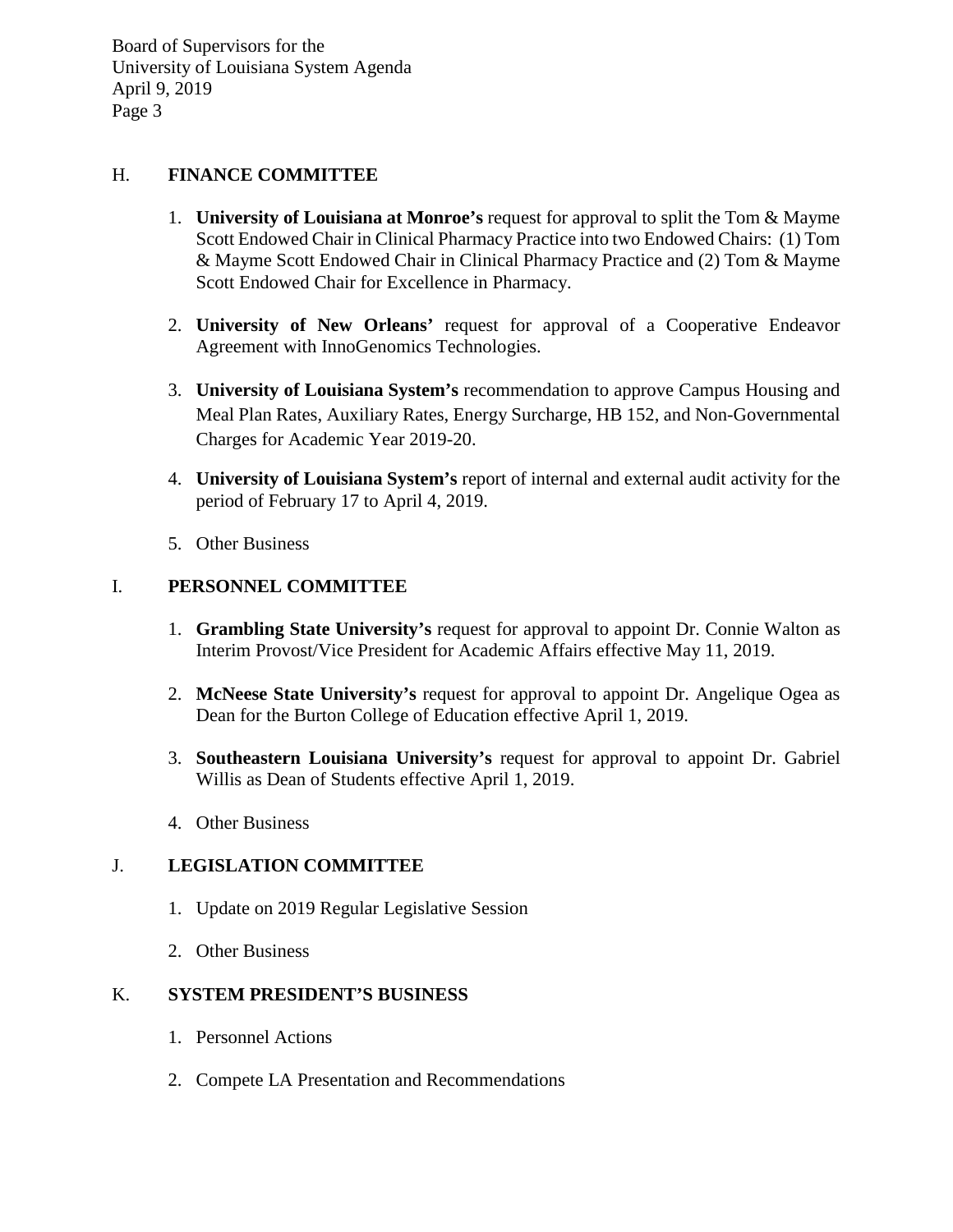## H. FINANCE COMMITTEE

1. **University of Louisiana at Monroe's** request for approval to split the Tom & Mayme Scott Endowed Chair in Clinical Pharmacy Practice into two Endowed Chairs: (1) Tom & Mayme Scott Endowed Chair in Clinical Pharmacy Practice and (2) Tom & Mayme Scott Endowed Chair for Excellence in Pharmacy.
2. **University of New Orleans'** request for approval of a Cooperative Endeavor Agreement with InnoGenomics Technologies.
3. **University of Louisiana System's** recommendation to approve Campus Housing and Meal Plan Rates, Auxiliary Rates, Energy Surcharge, HB 152, and Non-Governmental Charges for Academic Year 2019-20.
4. **University of Louisiana System's** report of internal and external audit activity for the period of February 17 to April 4, 2019.
5. Other Business

## I. PERSONNEL COMMITTEE

1. **Grambling State University's** request for approval to appoint Dr. Connie Walton as Interim Provost/Vice President for Academic Affairs effective May 11, 2019.
2. **McNeese State University's** request for approval to appoint Dr. Angelique Ogea as Dean for the Burton College of Education effective April 1, 2019.
3. **Southeastern Louisiana University's** request for approval to appoint Dr. Gabriel Willis as Dean of Students effective April 1, 2019.
4. Other Business

## J. LEGISLATION COMMITTEE

1. Update on 2019 Regular Legislative Session
2. Other Business

## K. SYSTEM PRESIDENT'S BUSINESS

1. Personnel Actions
2. Compete LA Presentation and Recommendations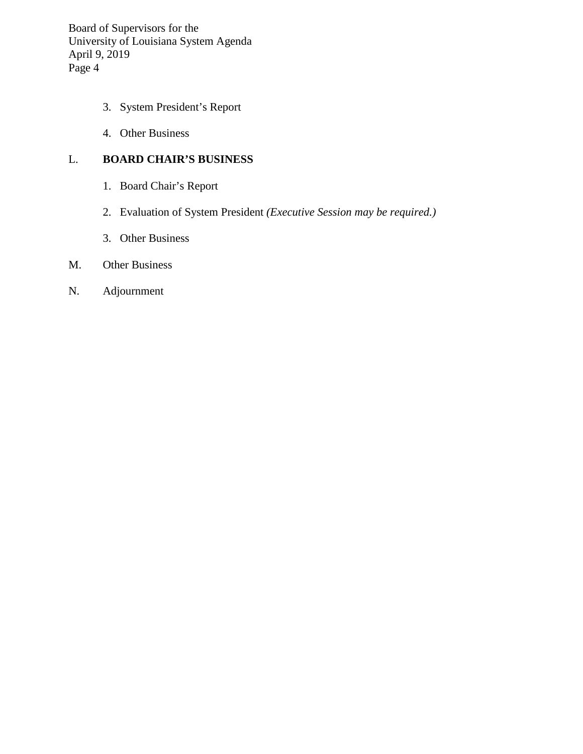3. System President's Report

4. Other Business

L. **BOARD CHAIR'S BUSINESS**

1. Board Chair's Report

2. Evaluation of System President *(Executive Session may be required.)*

3. Other Business

M. Other Business

N. Adjournment